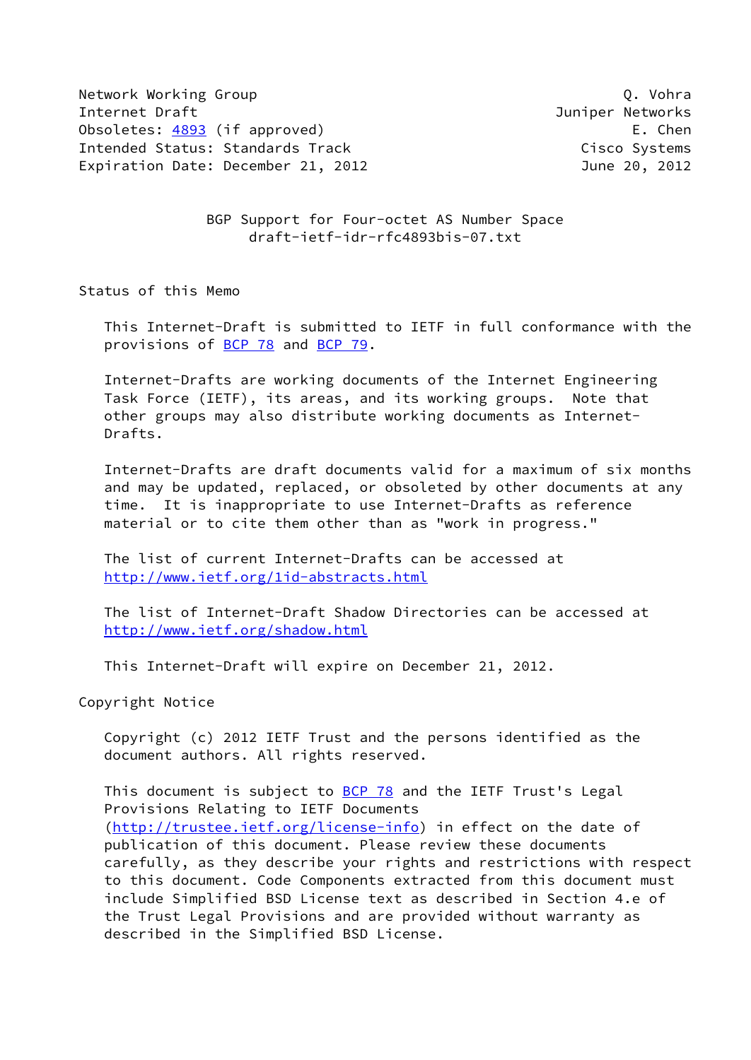Network Working Group                                           Q. Vohra
Internet Draft                                          Juniper Networks
Obsoletes: 4893 (if approved)                                    E. Chen
Intended Status: Standards Track                           Cisco Systems
Expiration Date: December 21, 2012                         June 20, 2012

# BGP Support for Four-octet AS Number Space
draft-ietf-idr-rfc4893bis-07.txt

## Status of this Memo

This Internet-Draft is submitted to IETF in full conformance with the provisions of BCP 78 and BCP 79.

Internet-Drafts are working documents of the Internet Engineering Task Force (IETF), its areas, and its working groups. Note that other groups may also distribute working documents as Internet-Drafts.

Internet-Drafts are draft documents valid for a maximum of six months and may be updated, replaced, or obsoleted by other documents at any time. It is inappropriate to use Internet-Drafts as reference material or to cite them other than as "work in progress."

The list of current Internet-Drafts can be accessed at http://www.ietf.org/1id-abstracts.html

The list of Internet-Draft Shadow Directories can be accessed at http://www.ietf.org/shadow.html

This Internet-Draft will expire on December 21, 2012.

## Copyright Notice

Copyright (c) 2012 IETF Trust and the persons identified as the document authors. All rights reserved.

This document is subject to BCP 78 and the IETF Trust's Legal Provisions Relating to IETF Documents (http://trustee.ietf.org/license-info) in effect on the date of publication of this document. Please review these documents carefully, as they describe your rights and restrictions with respect to this document. Code Components extracted from this document must include Simplified BSD License text as described in Section 4.e of the Trust Legal Provisions and are provided without warranty as described in the Simplified BSD License.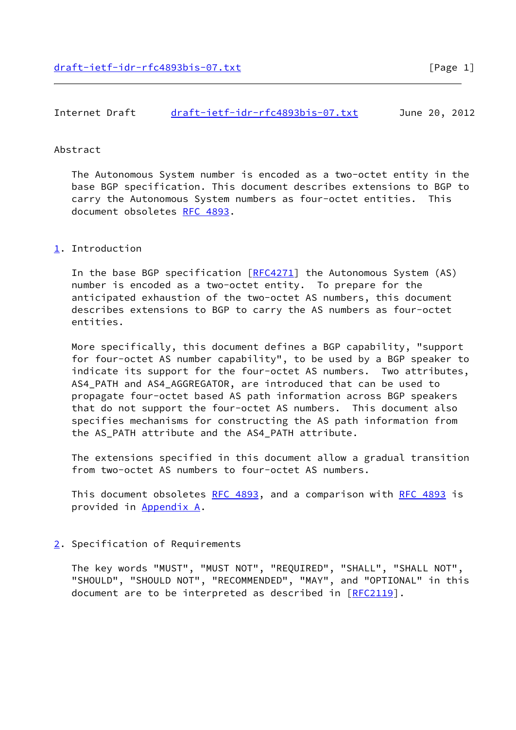## Abstract

The Autonomous System number is encoded as a two-octet entity in the base BGP specification. This document describes extensions to BGP to carry the Autonomous System numbers as four-octet entities. This document obsoletes RFC 4893.

## 1. Introduction

In the base BGP specification [RFC4271] the Autonomous System (AS) number is encoded as a two-octet entity. To prepare for the anticipated exhaustion of the two-octet AS numbers, this document describes extensions to BGP to carry the AS numbers as four-octet entities.

More specifically, this document defines a BGP capability, "support for four-octet AS number capability", to be used by a BGP speaker to indicate its support for the four-octet AS numbers. Two attributes, AS4_PATH and AS4_AGGREGATOR, are introduced that can be used to propagate four-octet based AS path information across BGP speakers that do not support the four-octet AS numbers. This document also specifies mechanisms for constructing the AS path information from the AS_PATH attribute and the AS4_PATH attribute.

The extensions specified in this document allow a gradual transition from two-octet AS numbers to four-octet AS numbers.

This document obsoletes RFC 4893, and a comparison with RFC 4893 is provided in Appendix A.

## 2. Specification of Requirements

The key words "MUST", "MUST NOT", "REQUIRED", "SHALL", "SHALL NOT", "SHOULD", "SHOULD NOT", "RECOMMENDED", "MAY", and "OPTIONAL" in this document are to be interpreted as described in [RFC2119].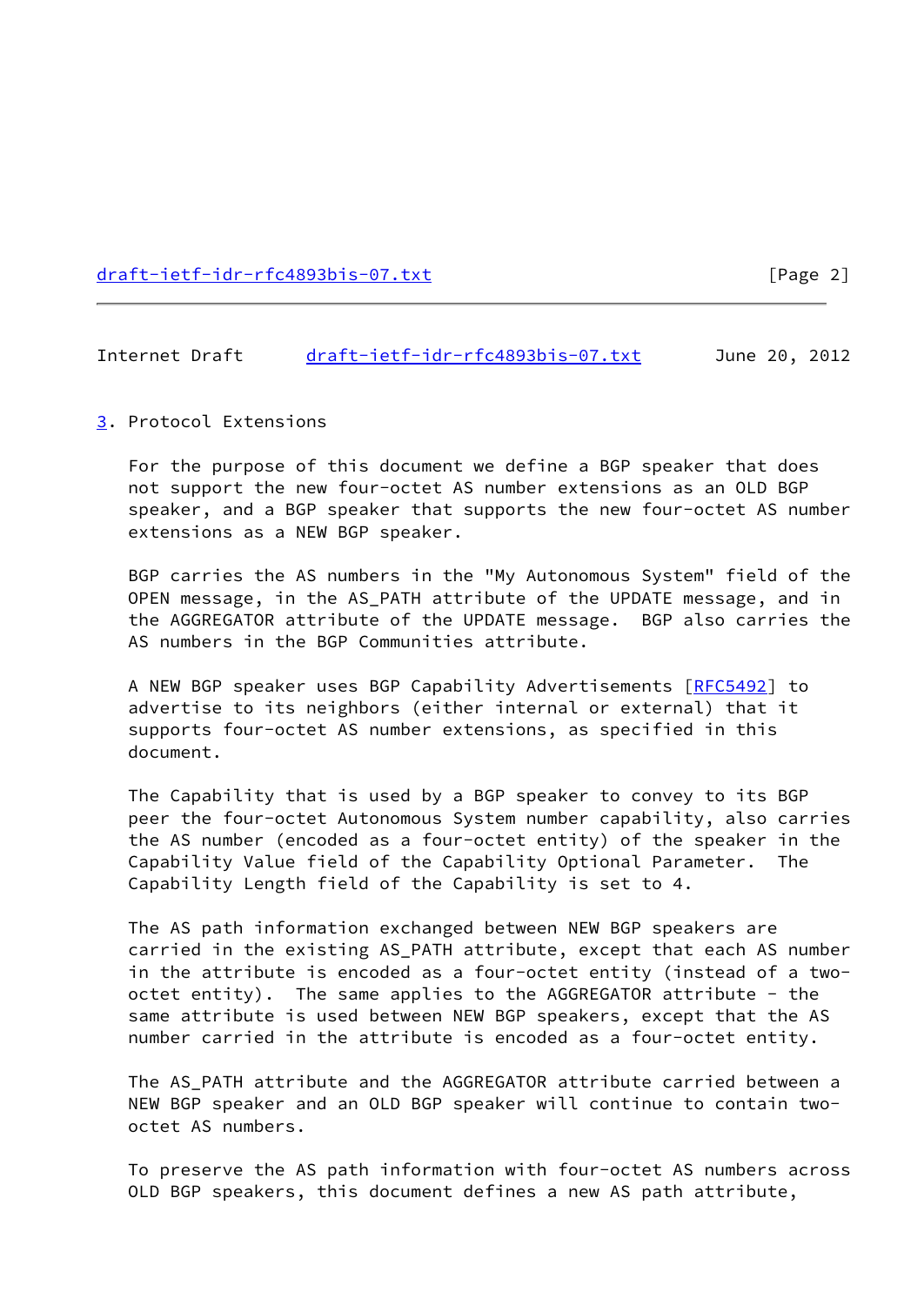## 3. Protocol Extensions

For the purpose of this document we define a BGP speaker that does not support the new four-octet AS number extensions as an OLD BGP speaker, and a BGP speaker that supports the new four-octet AS number extensions as a NEW BGP speaker.

BGP carries the AS numbers in the "My Autonomous System" field of the OPEN message, in the AS_PATH attribute of the UPDATE message, and in the AGGREGATOR attribute of the UPDATE message. BGP also carries the AS numbers in the BGP Communities attribute.

A NEW BGP speaker uses BGP Capability Advertisements [RFC5492] to advertise to its neighbors (either internal or external) that it supports four-octet AS number extensions, as specified in this document.

The Capability that is used by a BGP speaker to convey to its BGP peer the four-octet Autonomous System number capability, also carries the AS number (encoded as a four-octet entity) of the speaker in the Capability Value field of the Capability Optional Parameter. The Capability Length field of the Capability is set to 4.

The AS path information exchanged between NEW BGP speakers are carried in the existing AS_PATH attribute, except that each AS number in the attribute is encoded as a four-octet entity (instead of a two-octet entity). The same applies to the AGGREGATOR attribute - the same attribute is used between NEW BGP speakers, except that the AS number carried in the attribute is encoded as a four-octet entity.

The AS_PATH attribute and the AGGREGATOR attribute carried between a NEW BGP speaker and an OLD BGP speaker will continue to contain two-octet AS numbers.

To preserve the AS path information with four-octet AS numbers across OLD BGP speakers, this document defines a new AS path attribute,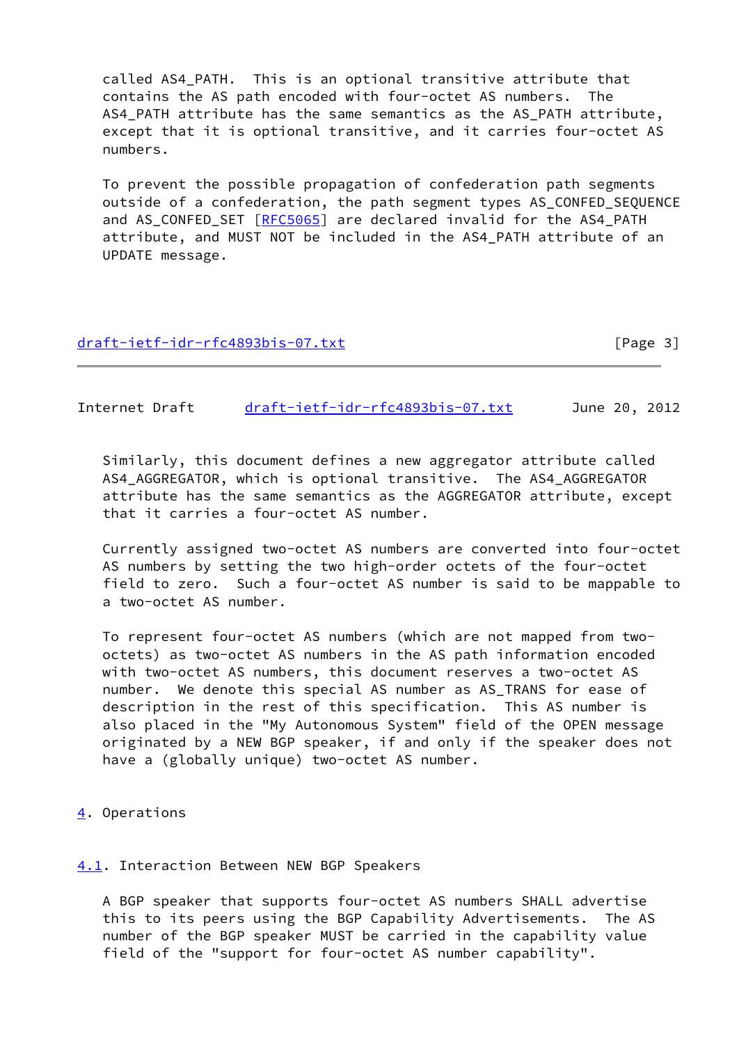called AS4_PATH. This is an optional transitive attribute that contains the AS path encoded with four-octet AS numbers. The AS4_PATH attribute has the same semantics as the AS_PATH attribute, except that it is optional transitive, and it carries four-octet AS numbers.

To prevent the possible propagation of confederation path segments outside of a confederation, the path segment types AS_CONFED_SEQUENCE and AS_CONFED_SET [RFC5065] are declared invalid for the AS4_PATH attribute, and MUST NOT be included in the AS4_PATH attribute of an UPDATE message.

Similarly, this document defines a new aggregator attribute called AS4_AGGREGATOR, which is optional transitive. The AS4_AGGREGATOR attribute has the same semantics as the AGGREGATOR attribute, except that it carries a four-octet AS number.

Currently assigned two-octet AS numbers are converted into four-octet AS numbers by setting the two high-order octets of the four-octet field to zero. Such a four-octet AS number is said to be mappable to a two-octet AS number.

To represent four-octet AS numbers (which are not mapped from two-octets) as two-octet AS numbers in the AS path information encoded with two-octet AS numbers, this document reserves a two-octet AS number. We denote this special AS number as AS_TRANS for ease of description in the rest of this specification. This AS number is also placed in the "My Autonomous System" field of the OPEN message originated by a NEW BGP speaker, if and only if the speaker does not have a (globally unique) two-octet AS number.

## 4. Operations

### 4.1. Interaction Between NEW BGP Speakers

A BGP speaker that supports four-octet AS numbers SHALL advertise this to its peers using the BGP Capability Advertisements. The AS number of the BGP speaker MUST be carried in the capability value field of the "support for four-octet AS number capability".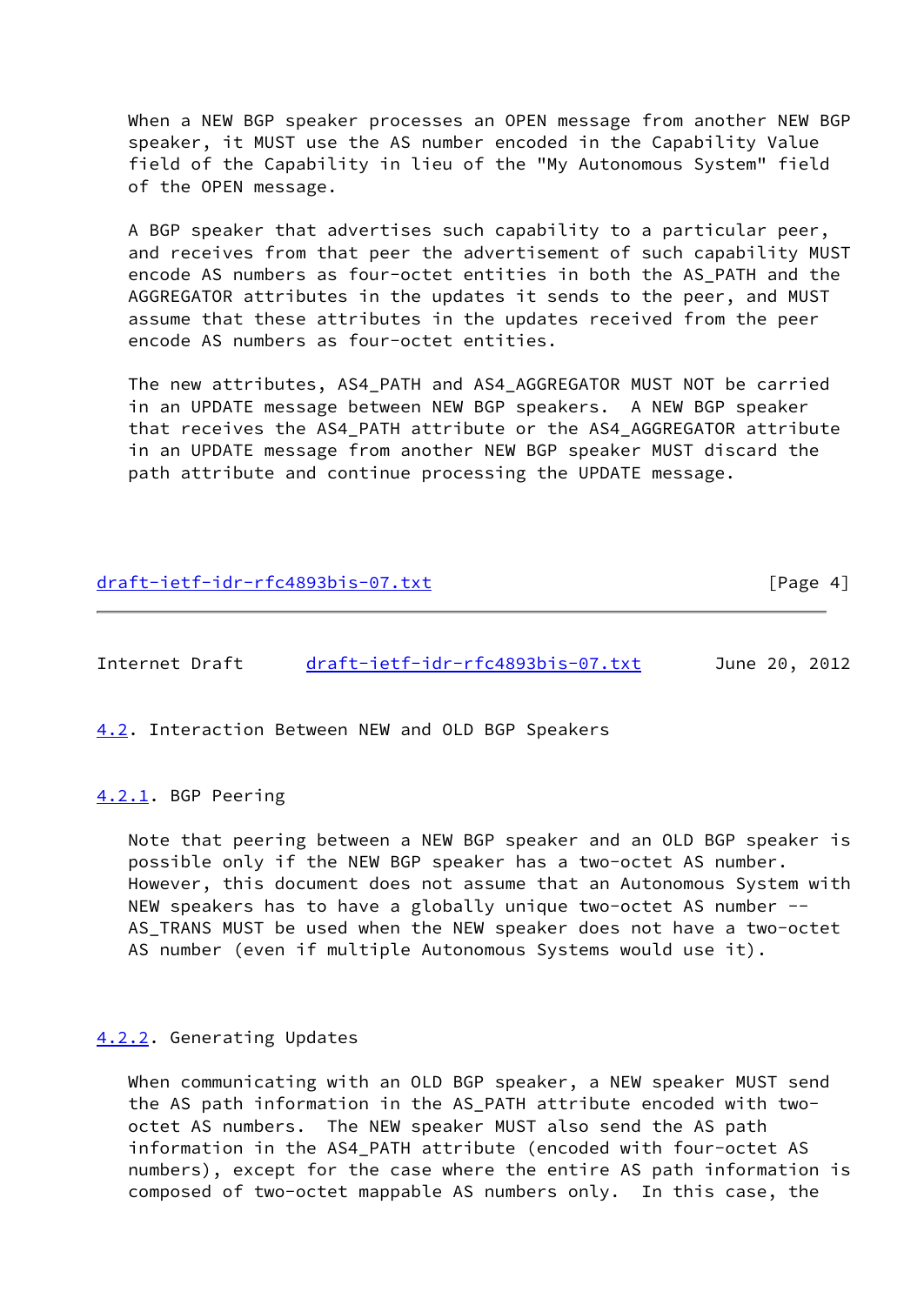When a NEW BGP speaker processes an OPEN message from another NEW BGP speaker, it MUST use the AS number encoded in the Capability Value field of the Capability in lieu of the "My Autonomous System" field of the OPEN message.

A BGP speaker that advertises such capability to a particular peer, and receives from that peer the advertisement of such capability MUST encode AS numbers as four-octet entities in both the AS_PATH and the AGGREGATOR attributes in the updates it sends to the peer, and MUST assume that these attributes in the updates received from the peer encode AS numbers as four-octet entities.

The new attributes, AS4_PATH and AS4_AGGREGATOR MUST NOT be carried in an UPDATE message between NEW BGP speakers. A NEW BGP speaker that receives the AS4_PATH attribute or the AS4_AGGREGATOR attribute in an UPDATE message from another NEW BGP speaker MUST discard the path attribute and continue processing the UPDATE message.

### 4.2. Interaction Between NEW and OLD BGP Speakers

#### 4.2.1. BGP Peering

Note that peering between a NEW BGP speaker and an OLD BGP speaker is possible only if the NEW BGP speaker has a two-octet AS number. However, this document does not assume that an Autonomous System with NEW speakers has to have a globally unique two-octet AS number -- AS_TRANS MUST be used when the NEW speaker does not have a two-octet AS number (even if multiple Autonomous Systems would use it).

#### 4.2.2. Generating Updates

When communicating with an OLD BGP speaker, a NEW speaker MUST send the AS path information in the AS_PATH attribute encoded with two-octet AS numbers. The NEW speaker MUST also send the AS path information in the AS4_PATH attribute (encoded with four-octet AS numbers), except for the case where the entire AS path information is composed of two-octet mappable AS numbers only. In this case, the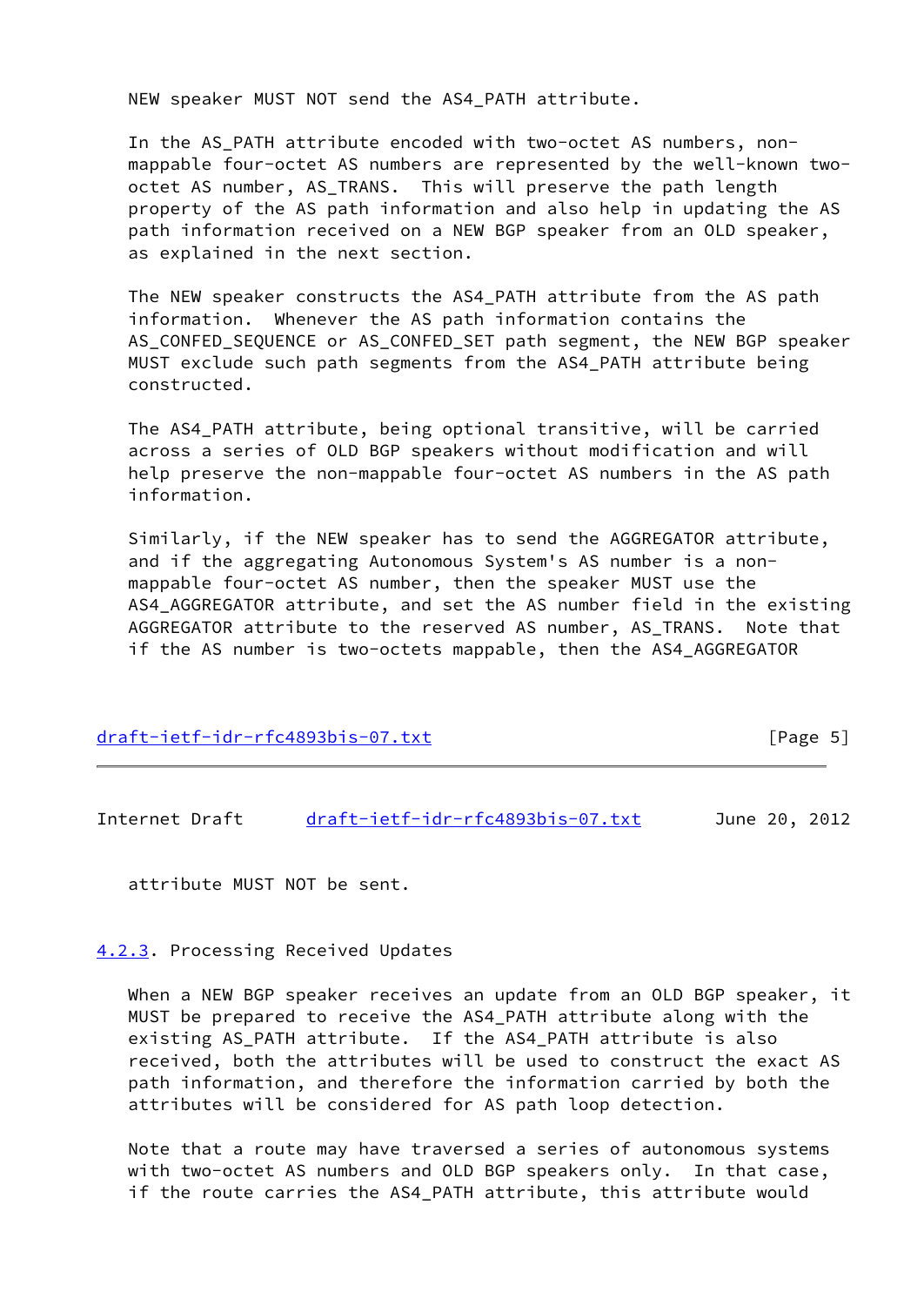NEW speaker MUST NOT send the AS4_PATH attribute.

In the AS_PATH attribute encoded with two-octet AS numbers, non-mappable four-octet AS numbers are represented by the well-known two-octet AS number, AS_TRANS. This will preserve the path length property of the AS path information and also help in updating the AS path information received on a NEW BGP speaker from an OLD speaker, as explained in the next section.

The NEW speaker constructs the AS4_PATH attribute from the AS path information. Whenever the AS path information contains the AS_CONFED_SEQUENCE or AS_CONFED_SET path segment, the NEW BGP speaker MUST exclude such path segments from the AS4_PATH attribute being constructed.

The AS4_PATH attribute, being optional transitive, will be carried across a series of OLD BGP speakers without modification and will help preserve the non-mappable four-octet AS numbers in the AS path information.

Similarly, if the NEW speaker has to send the AGGREGATOR attribute, and if the aggregating Autonomous System's AS number is a non-mappable four-octet AS number, then the speaker MUST use the AS4_AGGREGATOR attribute, and set the AS number field in the existing AGGREGATOR attribute to the reserved AS number, AS_TRANS. Note that if the AS number is two-octets mappable, then the AS4_AGGREGATOR attribute MUST NOT be sent.

### 4.2.3. Processing Received Updates

When a NEW BGP speaker receives an update from an OLD BGP speaker, it MUST be prepared to receive the AS4_PATH attribute along with the existing AS_PATH attribute. If the AS4_PATH attribute is also received, both the attributes will be used to construct the exact AS path information, and therefore the information carried by both the attributes will be considered for AS path loop detection.

Note that a route may have traversed a series of autonomous systems with two-octet AS numbers and OLD BGP speakers only. In that case, if the route carries the AS4_PATH attribute, this attribute would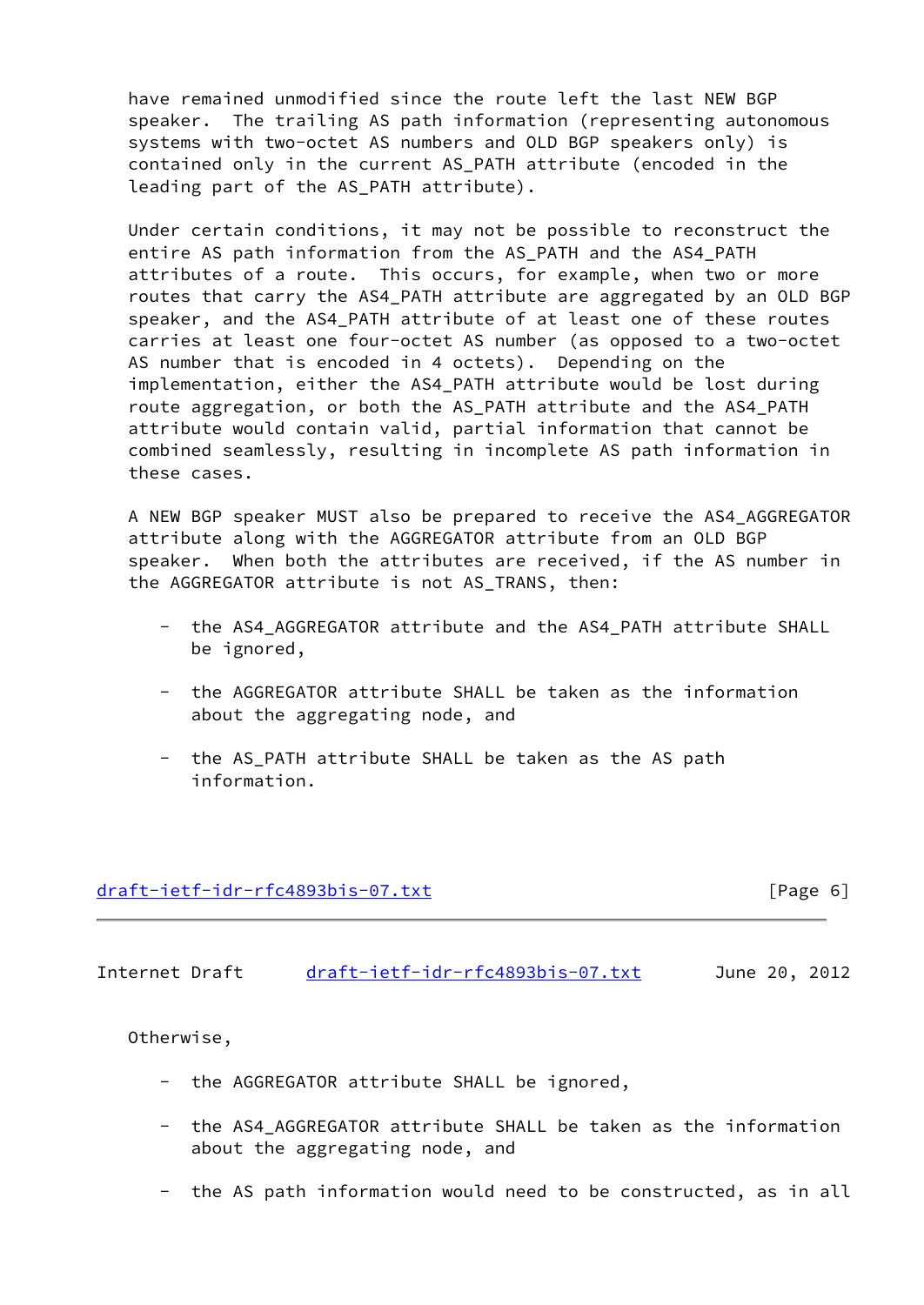have remained unmodified since the route left the last NEW BGP speaker. The trailing AS path information (representing autonomous systems with two-octet AS numbers and OLD BGP speakers only) is contained only in the current AS_PATH attribute (encoded in the leading part of the AS_PATH attribute).

Under certain conditions, it may not be possible to reconstruct the entire AS path information from the AS_PATH and the AS4_PATH attributes of a route. This occurs, for example, when two or more routes that carry the AS4_PATH attribute are aggregated by an OLD BGP speaker, and the AS4_PATH attribute of at least one of these routes carries at least one four-octet AS number (as opposed to a two-octet AS number that is encoded in 4 octets). Depending on the implementation, either the AS4_PATH attribute would be lost during route aggregation, or both the AS_PATH attribute and the AS4_PATH attribute would contain valid, partial information that cannot be combined seamlessly, resulting in incomplete AS path information in these cases.

A NEW BGP speaker MUST also be prepared to receive the AS4_AGGREGATOR attribute along with the AGGREGATOR attribute from an OLD BGP speaker. When both the attributes are received, if the AS number in the AGGREGATOR attribute is not AS_TRANS, then:

- the AS4_AGGREGATOR attribute and the AS4_PATH attribute SHALL be ignored,
- the AGGREGATOR attribute SHALL be taken as the information about the aggregating node, and
- the AS_PATH attribute SHALL be taken as the AS path information.

Otherwise,

- the AGGREGATOR attribute SHALL be ignored,
- the AS4_AGGREGATOR attribute SHALL be taken as the information about the aggregating node, and
- the AS path information would need to be constructed, as in all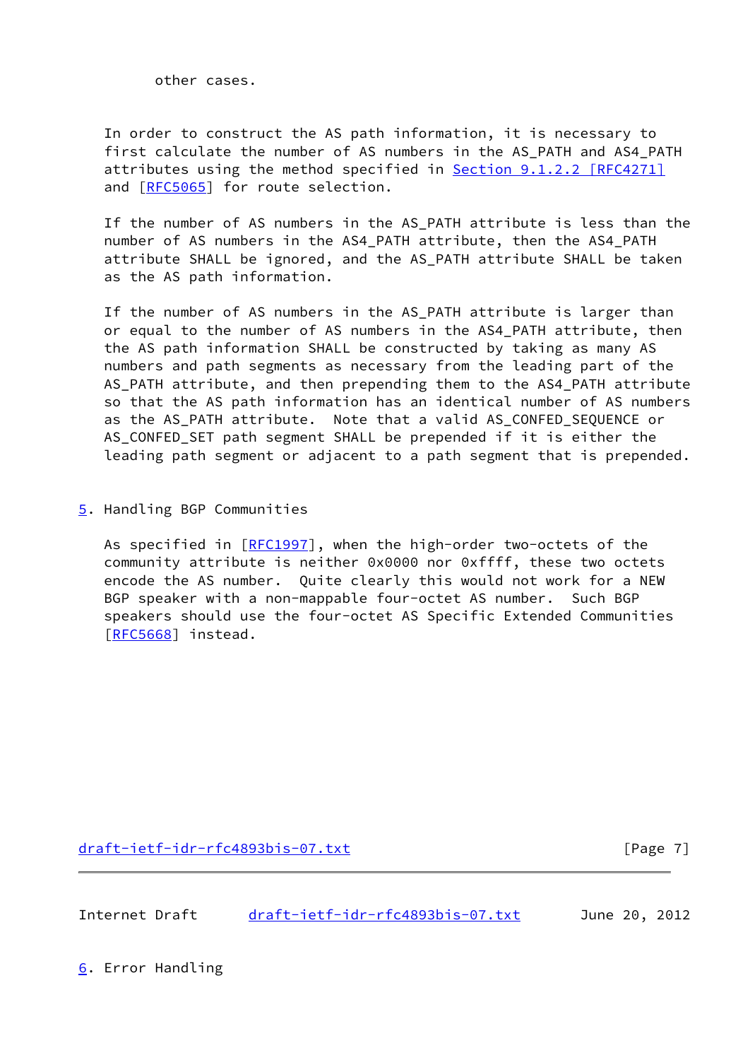other cases.

In order to construct the AS path information, it is necessary to first calculate the number of AS numbers in the AS_PATH and AS4_PATH attributes using the method specified in Section 9.1.2.2 [RFC4271] and [RFC5065] for route selection.

If the number of AS numbers in the AS_PATH attribute is less than the number of AS numbers in the AS4_PATH attribute, then the AS4_PATH attribute SHALL be ignored, and the AS_PATH attribute SHALL be taken as the AS path information.

If the number of AS numbers in the AS_PATH attribute is larger than or equal to the number of AS numbers in the AS4_PATH attribute, then the AS path information SHALL be constructed by taking as many AS numbers and path segments as necessary from the leading part of the AS_PATH attribute, and then prepending them to the AS4_PATH attribute so that the AS path information has an identical number of AS numbers as the AS_PATH attribute. Note that a valid AS_CONFED_SEQUENCE or AS_CONFED_SET path segment SHALL be prepended if it is either the leading path segment or adjacent to a path segment that is prepended.

## 5. Handling BGP Communities

As specified in [RFC1997], when the high-order two-octets of the community attribute is neither 0x0000 nor 0xffff, these two octets encode the AS number. Quite clearly this would not work for a NEW BGP speaker with a non-mappable four-octet AS number. Such BGP speakers should use the four-octet AS Specific Extended Communities [RFC5668] instead.

## 6. Error Handling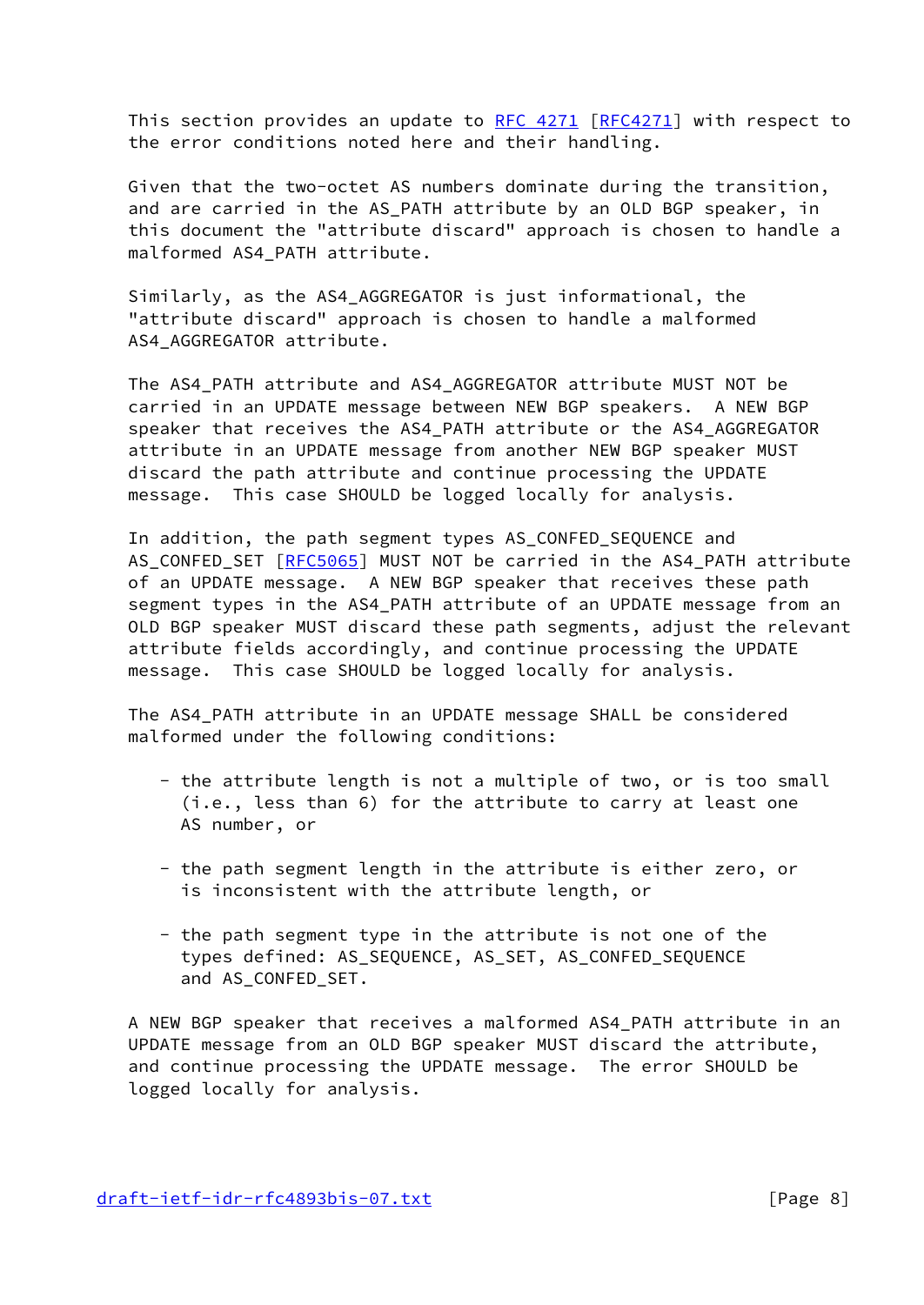This section provides an update to RFC 4271 [RFC4271] with respect to the error conditions noted here and their handling.

Given that the two-octet AS numbers dominate during the transition, and are carried in the AS_PATH attribute by an OLD BGP speaker, in this document the "attribute discard" approach is chosen to handle a malformed AS4_PATH attribute.

Similarly, as the AS4_AGGREGATOR is just informational, the "attribute discard" approach is chosen to handle a malformed AS4_AGGREGATOR attribute.

The AS4_PATH attribute and AS4_AGGREGATOR attribute MUST NOT be carried in an UPDATE message between NEW BGP speakers. A NEW BGP speaker that receives the AS4_PATH attribute or the AS4_AGGREGATOR attribute in an UPDATE message from another NEW BGP speaker MUST discard the path attribute and continue processing the UPDATE message. This case SHOULD be logged locally for analysis.

In addition, the path segment types AS_CONFED_SEQUENCE and AS_CONFED_SET [RFC5065] MUST NOT be carried in the AS4_PATH attribute of an UPDATE message. A NEW BGP speaker that receives these path segment types in the AS4_PATH attribute of an UPDATE message from an OLD BGP speaker MUST discard these path segments, adjust the relevant attribute fields accordingly, and continue processing the UPDATE message. This case SHOULD be logged locally for analysis.

The AS4_PATH attribute in an UPDATE message SHALL be considered malformed under the following conditions:

- the attribute length is not a multiple of two, or is too small (i.e., less than 6) for the attribute to carry at least one AS number, or

- the path segment length in the attribute is either zero, or is inconsistent with the attribute length, or

- the path segment type in the attribute is not one of the types defined: AS_SEQUENCE, AS_SET, AS_CONFED_SEQUENCE and AS_CONFED_SET.

A NEW BGP speaker that receives a malformed AS4_PATH attribute in an UPDATE message from an OLD BGP speaker MUST discard the attribute, and continue processing the UPDATE message. The error SHOULD be logged locally for analysis.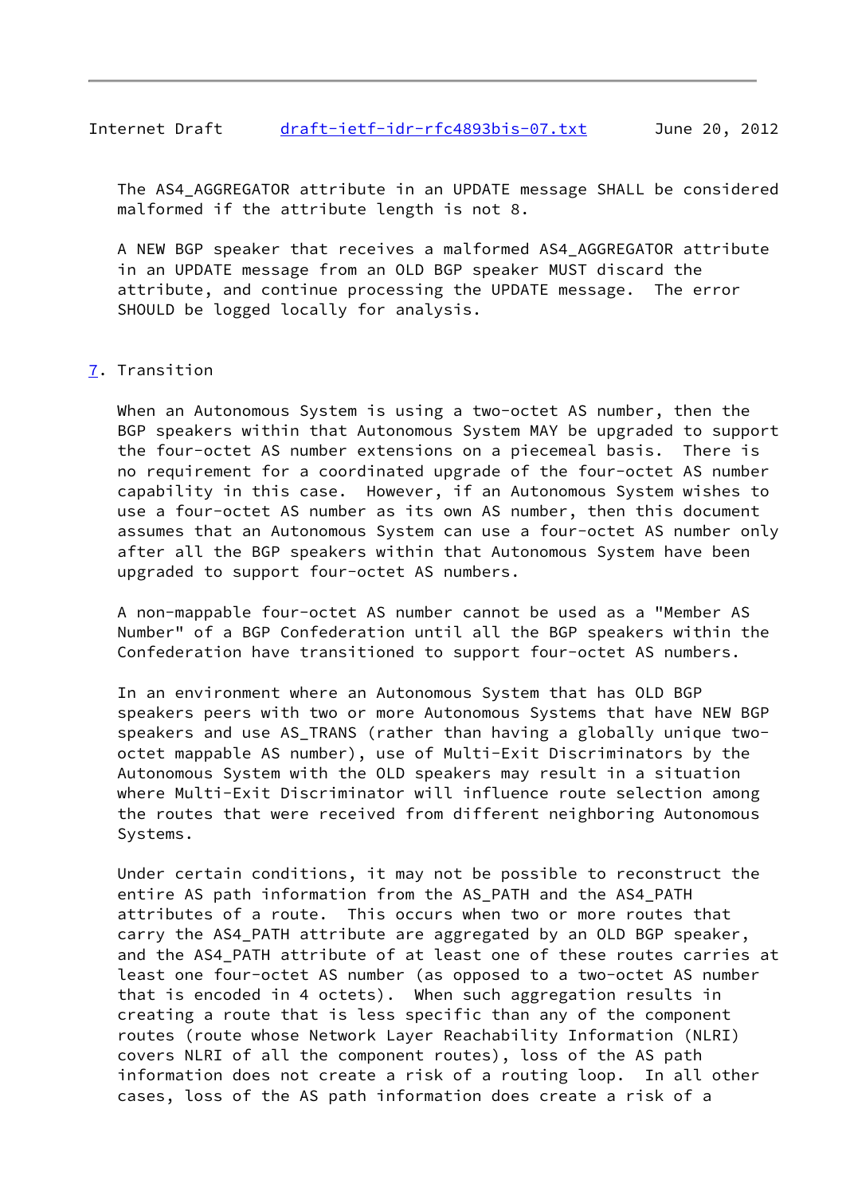The AS4_AGGREGATOR attribute in an UPDATE message SHALL be considered malformed if the attribute length is not 8.

A NEW BGP speaker that receives a malformed AS4_AGGREGATOR attribute in an UPDATE message from an OLD BGP speaker MUST discard the attribute, and continue processing the UPDATE message. The error SHOULD be logged locally for analysis.

## 7. Transition

When an Autonomous System is using a two-octet AS number, then the BGP speakers within that Autonomous System MAY be upgraded to support the four-octet AS number extensions on a piecemeal basis. There is no requirement for a coordinated upgrade of the four-octet AS number capability in this case. However, if an Autonomous System wishes to use a four-octet AS number as its own AS number, then this document assumes that an Autonomous System can use a four-octet AS number only after all the BGP speakers within that Autonomous System have been upgraded to support four-octet AS numbers.

A non-mappable four-octet AS number cannot be used as a "Member AS Number" of a BGP Confederation until all the BGP speakers within the Confederation have transitioned to support four-octet AS numbers.

In an environment where an Autonomous System that has OLD BGP speakers peers with two or more Autonomous Systems that have NEW BGP speakers and use AS_TRANS (rather than having a globally unique two-octet mappable AS number), use of Multi-Exit Discriminators by the Autonomous System with the OLD speakers may result in a situation where Multi-Exit Discriminator will influence route selection among the routes that were received from different neighboring Autonomous Systems.

Under certain conditions, it may not be possible to reconstruct the entire AS path information from the AS_PATH and the AS4_PATH attributes of a route. This occurs when two or more routes that carry the AS4_PATH attribute are aggregated by an OLD BGP speaker, and the AS4_PATH attribute of at least one of these routes carries at least one four-octet AS number (as opposed to a two-octet AS number that is encoded in 4 octets). When such aggregation results in creating a route that is less specific than any of the component routes (route whose Network Layer Reachability Information (NLRI) covers NLRI of all the component routes), loss of the AS path information does not create a risk of a routing loop. In all other cases, loss of the AS path information does create a risk of a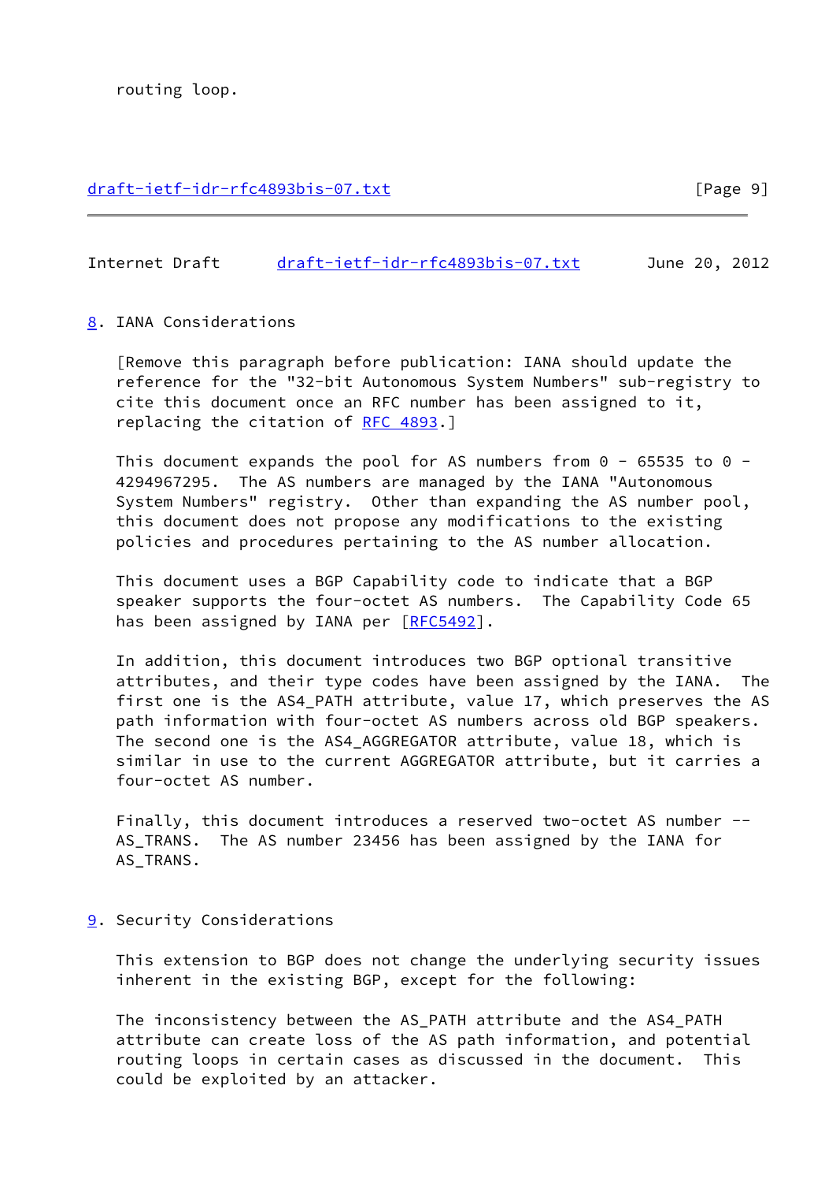routing loop.

## 8. IANA Considerations

[Remove this paragraph before publication: IANA should update the reference for the "32-bit Autonomous System Numbers" sub-registry to cite this document once an RFC number has been assigned to it, replacing the citation of RFC 4893.]

This document expands the pool for AS numbers from 0 - 65535 to 0 - 4294967295. The AS numbers are managed by the IANA "Autonomous System Numbers" registry. Other than expanding the AS number pool, this document does not propose any modifications to the existing policies and procedures pertaining to the AS number allocation.

This document uses a BGP Capability code to indicate that a BGP speaker supports the four-octet AS numbers. The Capability Code 65 has been assigned by IANA per [RFC5492].

In addition, this document introduces two BGP optional transitive attributes, and their type codes have been assigned by the IANA. The first one is the AS4_PATH attribute, value 17, which preserves the AS path information with four-octet AS numbers across old BGP speakers. The second one is the AS4_AGGREGATOR attribute, value 18, which is similar in use to the current AGGREGATOR attribute, but it carries a four-octet AS number.

Finally, this document introduces a reserved two-octet AS number -- AS_TRANS. The AS number 23456 has been assigned by the IANA for AS_TRANS.

## 9. Security Considerations

This extension to BGP does not change the underlying security issues inherent in the existing BGP, except for the following:

The inconsistency between the AS_PATH attribute and the AS4_PATH attribute can create loss of the AS path information, and potential routing loops in certain cases as discussed in the document. This could be exploited by an attacker.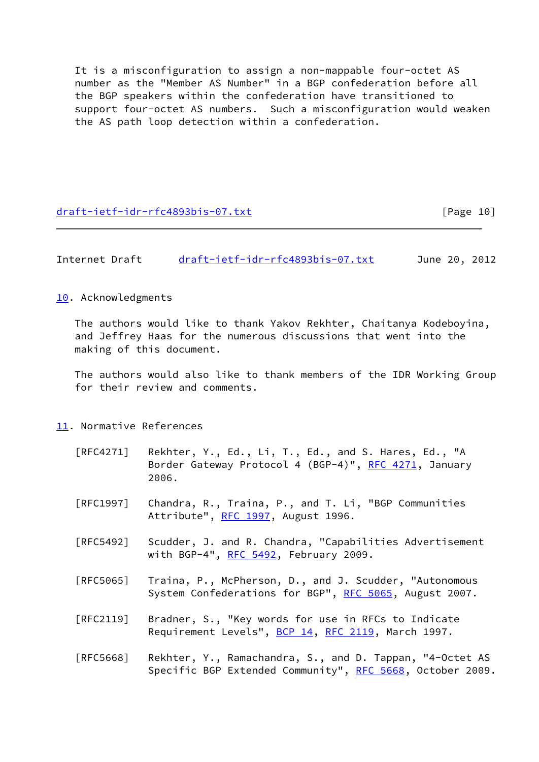It is a misconfiguration to assign a non-mappable four-octet AS number as the "Member AS Number" in a BGP confederation before all the BGP speakers within the confederation have transitioned to support four-octet AS numbers. Such a misconfiguration would weaken the AS path loop detection within a confederation.

## 10. Acknowledgments

The authors would like to thank Yakov Rekhter, Chaitanya Kodeboyina, and Jeffrey Haas for the numerous discussions that went into the making of this document.

The authors would also like to thank members of the IDR Working Group for their review and comments.

## 11. Normative References

[RFC4271] Rekhter, Y., Ed., Li, T., Ed., and S. Hares, Ed., "A Border Gateway Protocol 4 (BGP-4)", RFC 4271, January 2006.

[RFC1997] Chandra, R., Traina, P., and T. Li, "BGP Communities Attribute", RFC 1997, August 1996.

[RFC5492] Scudder, J. and R. Chandra, "Capabilities Advertisement with BGP-4", RFC 5492, February 2009.

[RFC5065] Traina, P., McPherson, D., and J. Scudder, "Autonomous System Confederations for BGP", RFC 5065, August 2007.

[RFC2119] Bradner, S., "Key words for use in RFCs to Indicate Requirement Levels", BCP 14, RFC 2119, March 1997.

[RFC5668] Rekhter, Y., Ramachandra, S., and D. Tappan, "4-Octet AS Specific BGP Extended Community", RFC 5668, October 2009.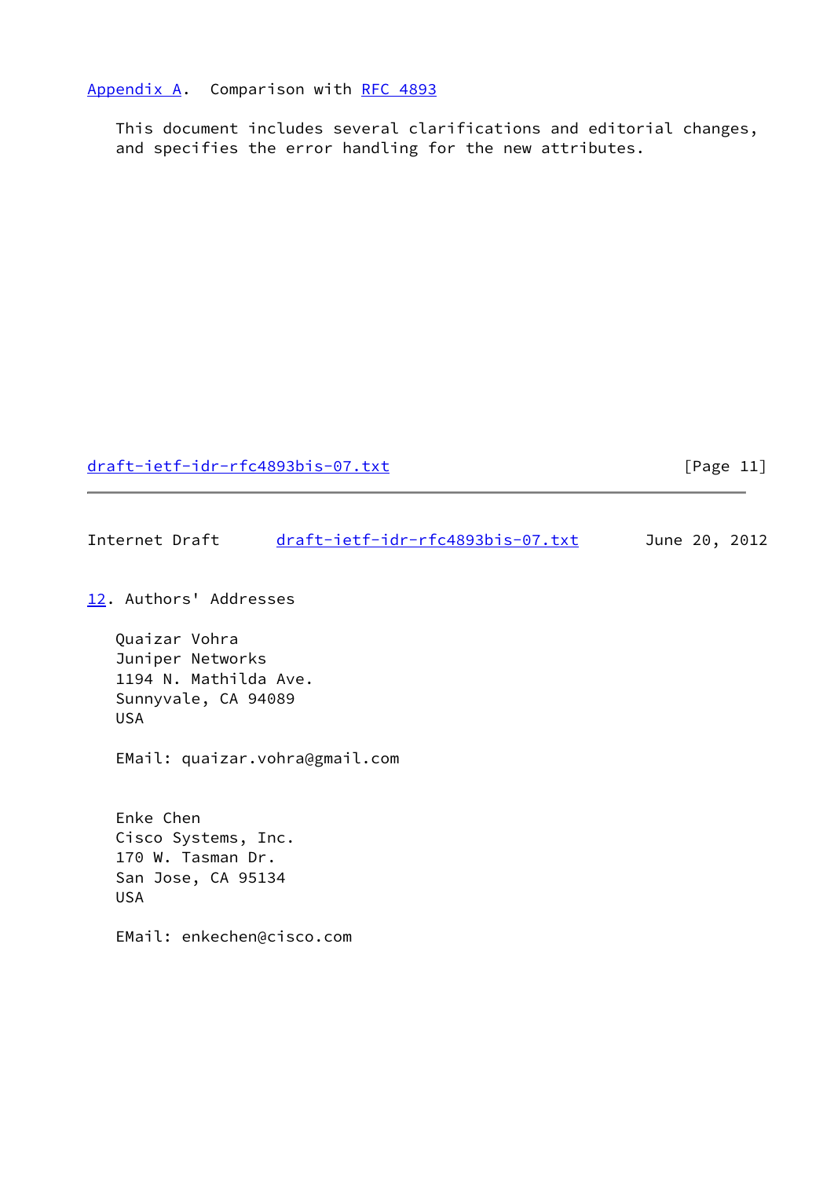## Appendix A. Comparison with RFC 4893

This document includes several clarifications and editorial changes, and specifies the error handling for the new attributes.

## 12. Authors' Addresses

Quaizar Vohra
Juniper Networks
1194 N. Mathilda Ave.
Sunnyvale, CA 94089
USA

EMail: quaizar.vohra@gmail.com

Enke Chen
Cisco Systems, Inc.
170 W. Tasman Dr.
San Jose, CA 95134
USA

EMail: enkechen@cisco.com